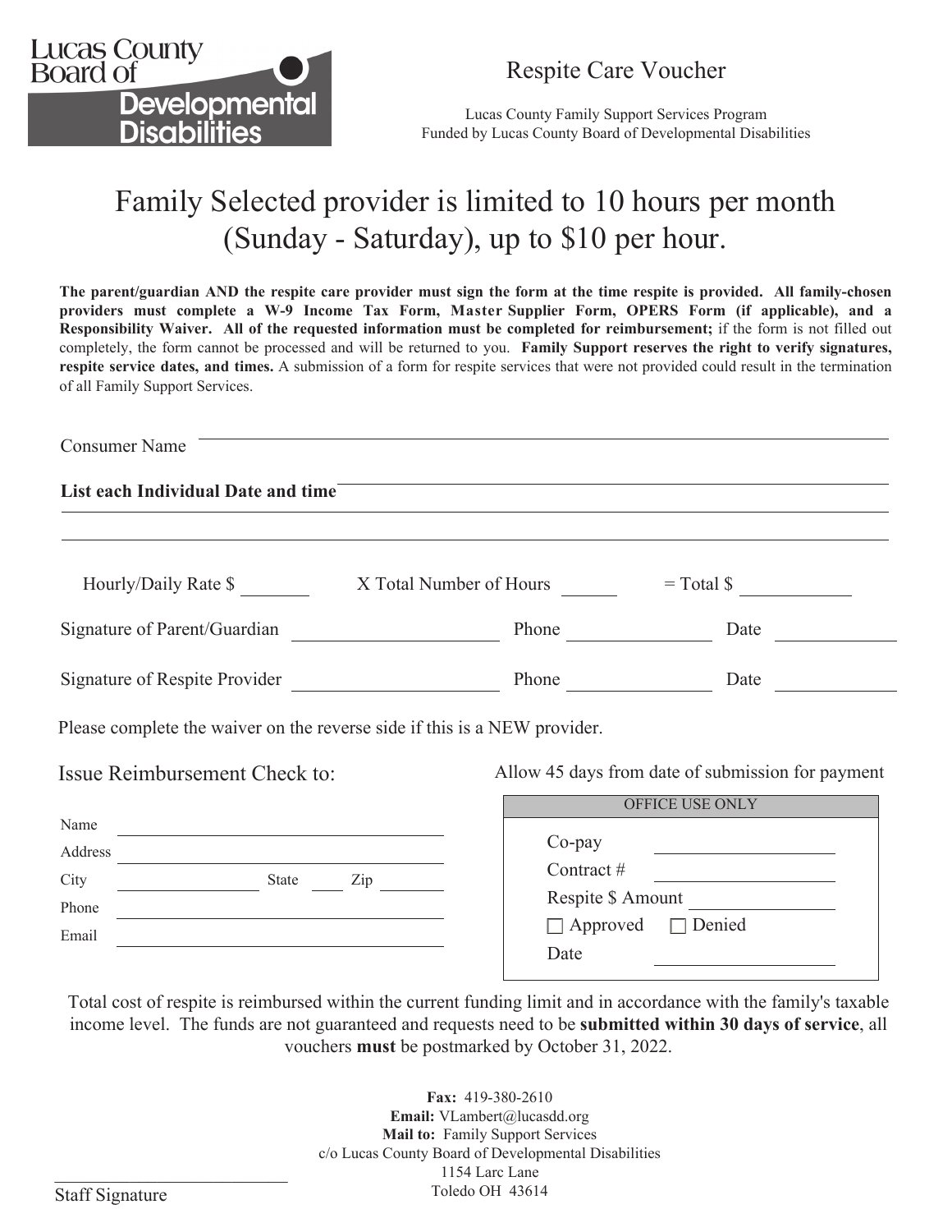Lucas County Board of Developmental Disabilities

# Respite Care Voucher

Lucas County Family Support Services Program
Funded by Lucas County Board of Developmental Disabilities

## Family Selected provider is limited to 10 hours per month (Sunday - Saturday), up to $10 per hour.

**The parent/guardian AND the respite care provider must sign the form at the time respite is provided. All family-chosen providers must complete a W-9 Income Tax Form, Master Supplier Form, OPERS Form (if applicable), and a Responsibility Waiver. All of the requested information must be completed for reimbursement;** if the form is not filled out completely, the form cannot be processed and will be returned to you. **Family Support reserves the right to verify signatures, respite service dates, and times.** A submission of a form for respite services that were not provided could result in the termination of all Family Support Services.

Consumer Name ______________________________________________

**List each Individual Date and time** ______________________________________________

______________________________________________

______________________________________________

Hourly/Daily Rate $ _______ X Total Number of Hours _______ = Total $ _________

Signature of Parent/Guardian ____________________ Phone ______________ Date ____________

Signature of Respite Provider ____________________ Phone ______________ Date ____________

Please complete the waiver on the reverse side if this is a NEW provider.

Issue Reimbursement Check to:

Name ______________________________

Address ______________________________

City ______________ State _____ Zip _______

Phone ______________________________

Email ______________________________

Allow 45 days from date of submission for payment

| OFFICE USE ONLY |
|---|
| Co-pay ______________ |
| Contract # ______________ |
| Respite $ Amount ______________ |
| ☐ Approved ☐ Denied |
| Date ______________ |

Total cost of respite is reimbursed within the current funding limit and in accordance with the family's taxable income level. The funds are not guaranteed and requests need to be **submitted within 30 days of service**, all vouchers **must** be postmarked by October 31, 2022.

**Fax:** 419-380-2610
**Email:** VLambert@lucasdd.org
**Mail to:** Family Support Services
c/o Lucas County Board of Developmental Disabilities
1154 Larc Lane
Toledo OH 43614

______________________
Staff Signature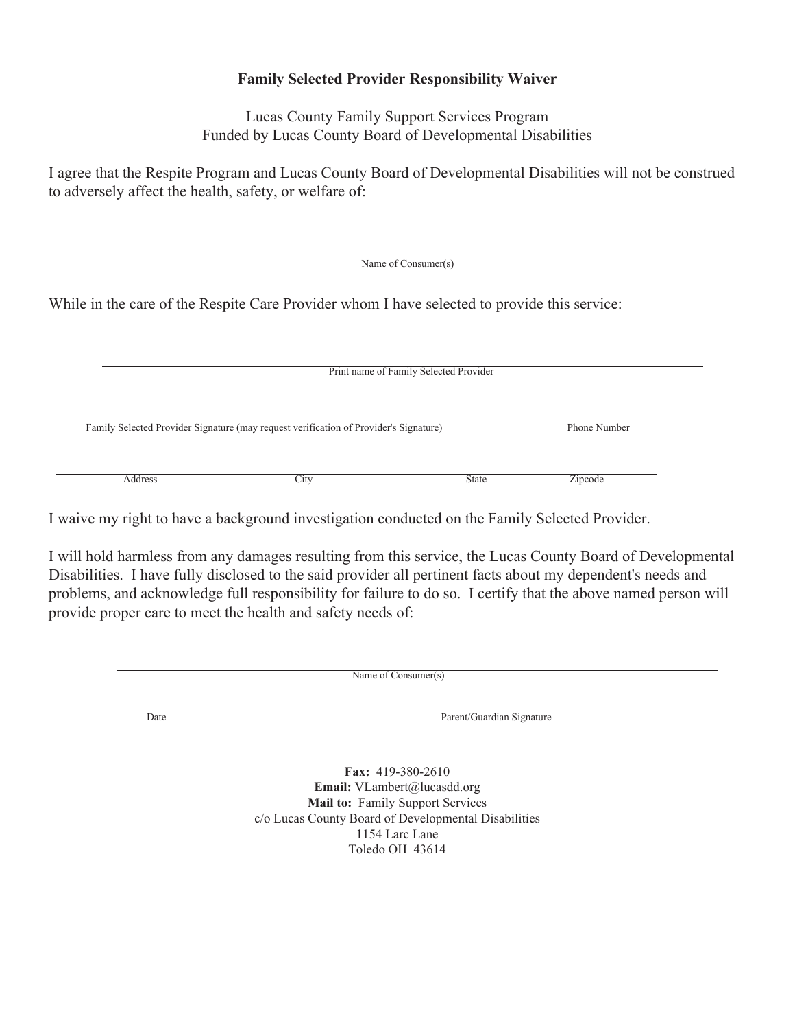**Family Selected Provider Responsibility Waiver**

Lucas County Family Support Services Program
Funded by Lucas County Board of Developmental Disabilities

I agree that the Respite Program and Lucas County Board of Developmental Disabilities will not be construed to adversely affect the health, safety, or welfare of:

\_\_\_\_\_\_\_\_\_\_\_\_\_\_\_\_\_\_\_\_\_\_\_\_\_\_\_\_\_\_\_\_\_\_\_\_\_\_\_\_
Name of Consumer(s)

While in the care of the Respite Care Provider whom I have selected to provide this service:

\_\_\_\_\_\_\_\_\_\_\_\_\_\_\_\_\_\_\_\_\_\_\_\_\_\_\_\_\_\_\_\_\_\_\_\_\_\_\_\_
Print name of Family Selected Provider

\_\_\_\_\_\_\_\_\_\_\_\_\_\_\_\_\_\_\_\_\_\_\_\_\_\_\_\_\_\_\_\_\_\_\_\_\_\_\_\_ \_\_\_\_\_\_\_\_\_\_\_\_\_\_\_\_\_\_\_\_
Family Selected Provider Signature (may request verification of Provider's Signature) Phone Number

\_\_\_\_\_\_\_\_\_\_\_\_\_\_\_\_\_\_\_\_\_\_\_\_\_\_\_\_\_\_\_\_\_\_\_\_\_\_\_\_
Address City State Zipcode

I waive my right to have a background investigation conducted on the Family Selected Provider.

I will hold harmless from any damages resulting from this service, the Lucas County Board of Developmental Disabilities. I have fully disclosed to the said provider all pertinent facts about my dependent's needs and problems, and acknowledge full responsibility for failure to do so. I certify that the above named person will provide proper care to meet the health and safety needs of:

\_\_\_\_\_\_\_\_\_\_\_\_\_\_\_\_\_\_\_\_\_\_\_\_\_\_\_\_\_\_\_\_\_\_\_\_\_\_\_\_
Name of Consumer(s)

\_\_\_\_\_\_\_\_\_\_\_\_\_\_\_\_ \_\_\_\_\_\_\_\_\_\_\_\_\_\_\_\_\_\_\_\_\_\_\_\_\_\_\_\_\_\_\_\_
Date Parent/Guardian Signature

**Fax:** 419-380-2610
**Email:** VLambert@lucasdd.org
**Mail to:** Family Support Services
c/o Lucas County Board of Developmental Disabilities
1154 Larc Lane
Toledo OH 43614